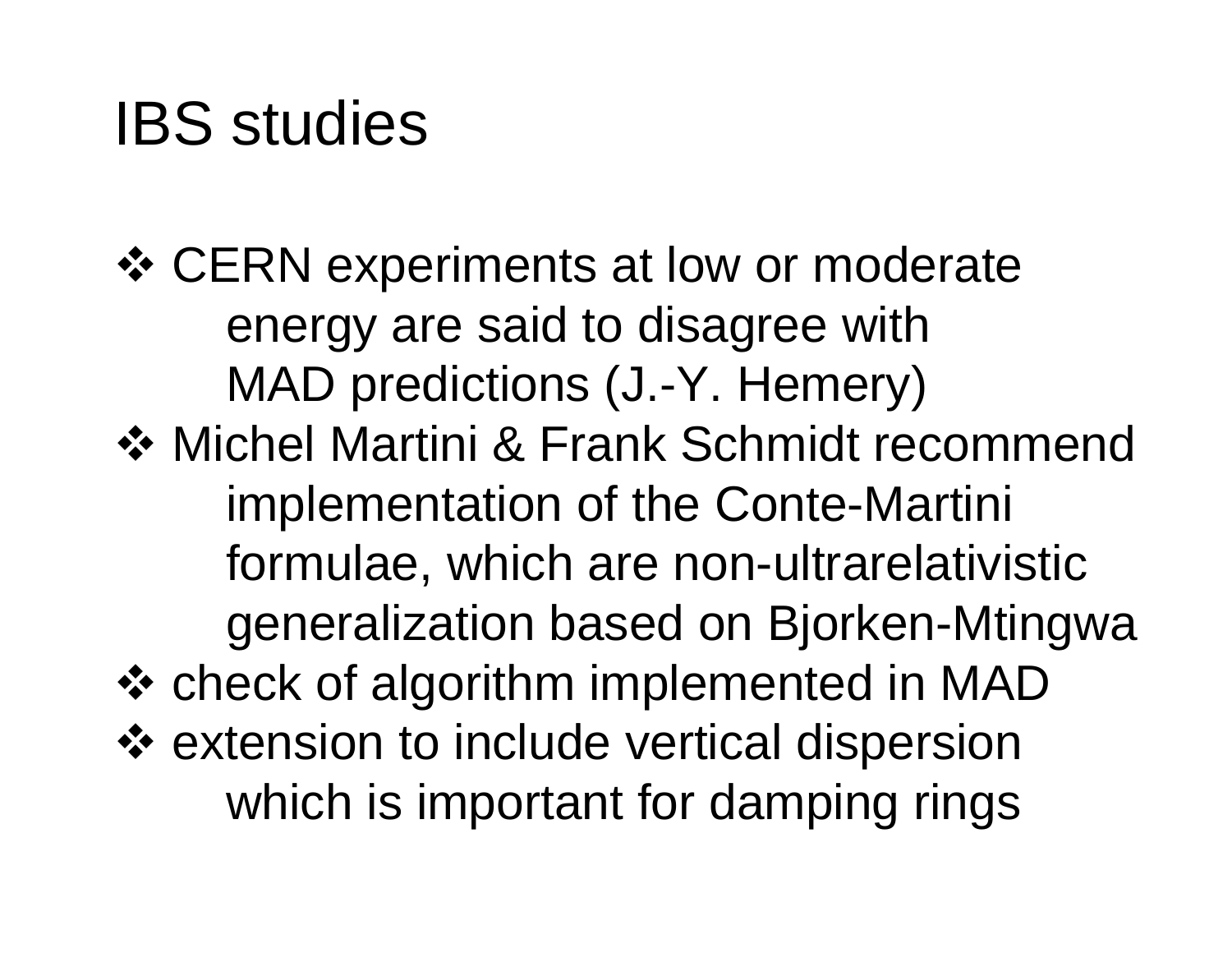# IBS studies

- CERN experiments at low or moderate energy are said to disagree with MAD predictions (J.-Y. Hemery)
- Michel Martini & Frank Schmidt recommend implementation of the Conte-Martini formulae, which are non-ultrarelativistic generalization based on Bjorken-Mtingwa
- check of algorithm implemented in MAD
- extension to include vertical dispersion which is important for damping rings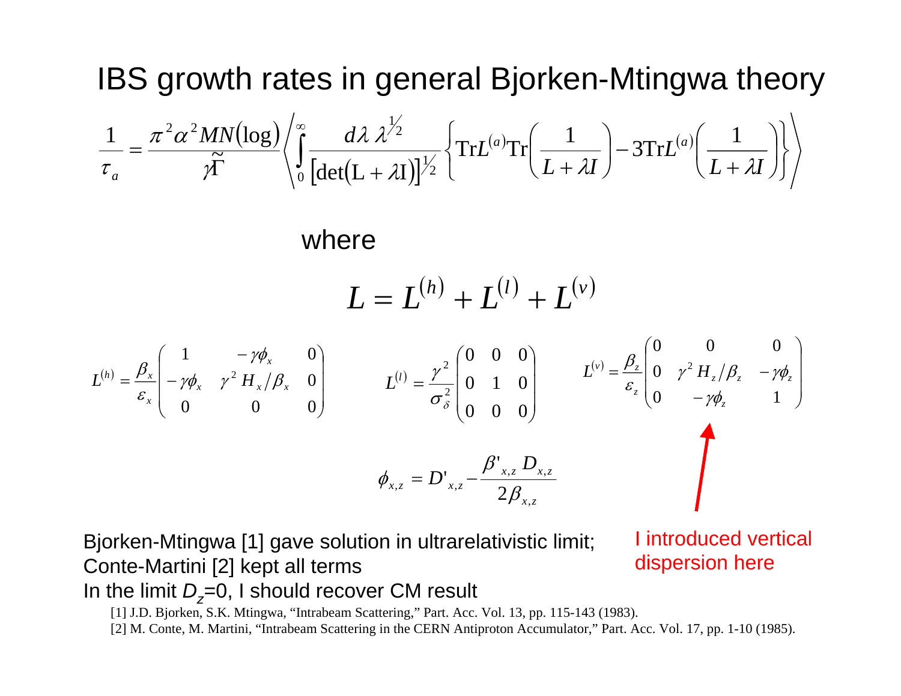# IBS growth rates in general Bjorken-Mtingwa theory

$$\frac{1}{\tau_a} = \frac{\pi^2 \alpha^2 M N(\log)}{\gamma \tilde{\Gamma}} \left\langle \int_0^\infty \frac{d\lambda\, \lambda^{1/2}}{\left[\det(L+\lambda I)\right]^{1/2}} \left\{ \mathrm{Tr} L^{(a)} \mathrm{Tr}\left(\frac{1}{L+\lambda I}\right) - 3 \mathrm{Tr} L^{(a)} \left(\frac{1}{L+\lambda I}\right) \right\} \right\rangle$$

where

$$L = L^{(h)} + L^{(l)} + L^{(v)}$$

$$L^{(h)} = \frac{\beta_x}{\varepsilon_x} \begin{pmatrix} 1 & -\gamma\phi_x & 0 \\ -\gamma\phi_x & \gamma^2 H_x/\beta_x & 0 \\ 0 & 0 & 0 \end{pmatrix} \qquad L^{(l)} = \frac{\gamma^2}{\sigma_\delta^2} \begin{pmatrix} 0 & 0 & 0 \\ 0 & 1 & 0 \\ 0 & 0 & 0 \end{pmatrix} \qquad L^{(v)} = \frac{\beta_z}{\varepsilon_z} \begin{pmatrix} 0 & 0 & 0 \\ 0 & \gamma^2 H_z/\beta_z & -\gamma\phi_z \\ 0 & -\gamma\phi_z & 1 \end{pmatrix}$$

$$\phi_{x,z} = D'_{x,z} - \frac{\beta'_{x,z} D_{x,z}}{2\beta_{x,z}}$$

I introduced vertical dispersion here

Bjorken-Mtingwa [1] gave solution in ultrarelativistic limit;
Conte-Martini [2] kept all terms
In the limit $D_z$=0, I should recover CM result

[1] J.D. Bjorken, S.K. Mtingwa, "Intrabeam Scattering," Part. Acc. Vol. 13, pp. 115-143 (1983).
[2] M. Conte, M. Martini, "Intrabeam Scattering in the CERN Antiproton Accumulator," Part. Acc. Vol. 17, pp. 1-10 (1985).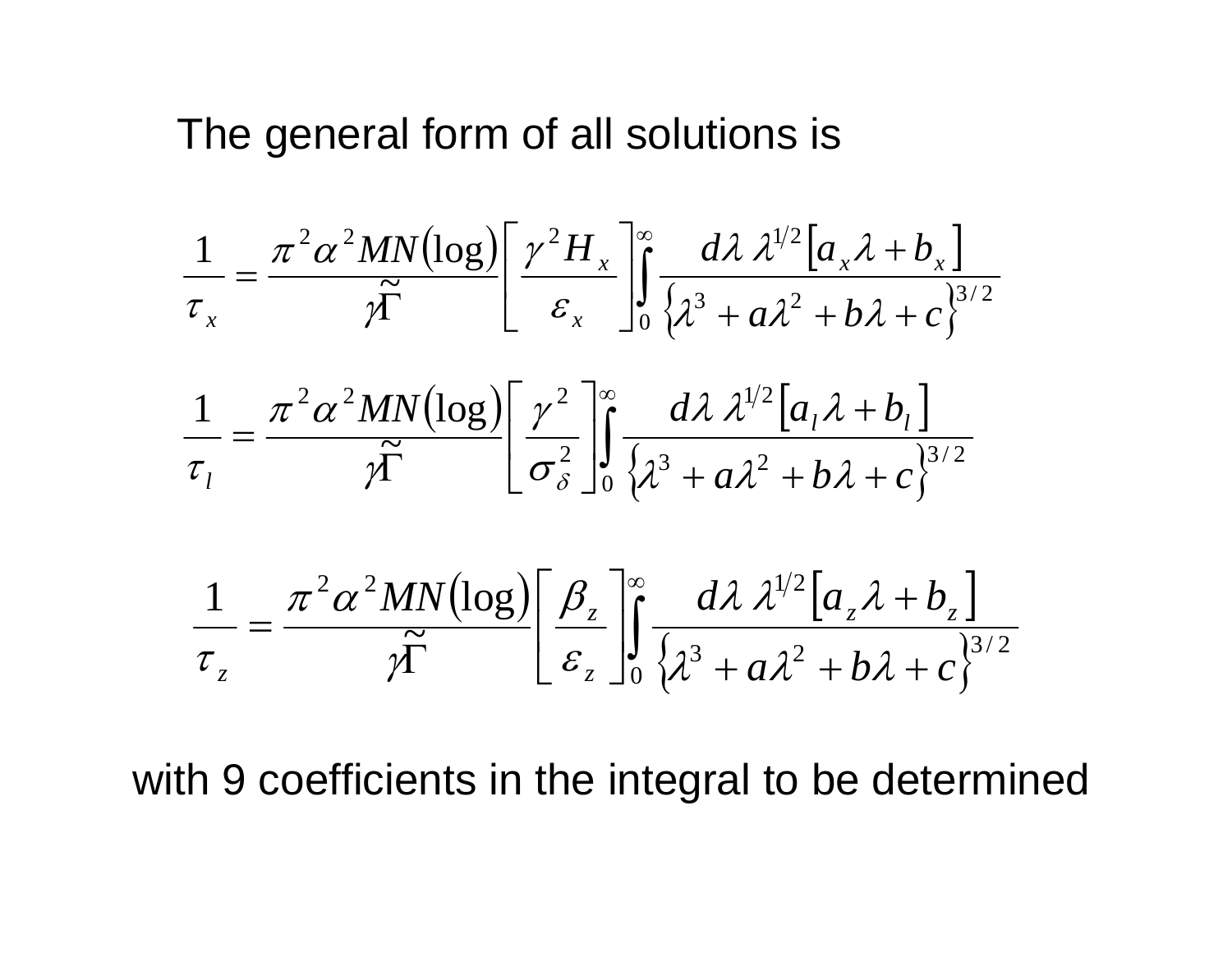The general form of all solutions is

$$\frac{1}{\tau_x} = \frac{\pi^2 \alpha^2 MN(\log)}{\gamma \tilde{\Gamma}} \left[ \frac{\gamma^2 H_x}{\varepsilon_x} \right] \int_0^\infty \frac{d\lambda \, \lambda^{1/2} \left[ a_x \lambda + b_x \right]}{\left\{ \lambda^3 + a\lambda^2 + b\lambda + c \right\}^{3/2}}$$

$$\frac{1}{\tau_l} = \frac{\pi^2 \alpha^2 MN(\log)}{\gamma \tilde{\Gamma}} \left[ \frac{\gamma^2}{\sigma_\delta^2} \right] \int_0^\infty \frac{d\lambda \, \lambda^{1/2} \left[ a_l \lambda + b_l \right]}{\left\{ \lambda^3 + a\lambda^2 + b\lambda + c \right\}^{3/2}}$$

$$\frac{1}{\tau_z} = \frac{\pi^2 \alpha^2 MN(\log)}{\gamma \tilde{\Gamma}} \left[ \frac{\beta_z}{\varepsilon_z} \right] \int_0^\infty \frac{d\lambda \, \lambda^{1/2} \left[ a_z \lambda + b_z \right]}{\left\{ \lambda^3 + a\lambda^2 + b\lambda + c \right\}^{3/2}}$$

with 9 coefficients in the integral to be determined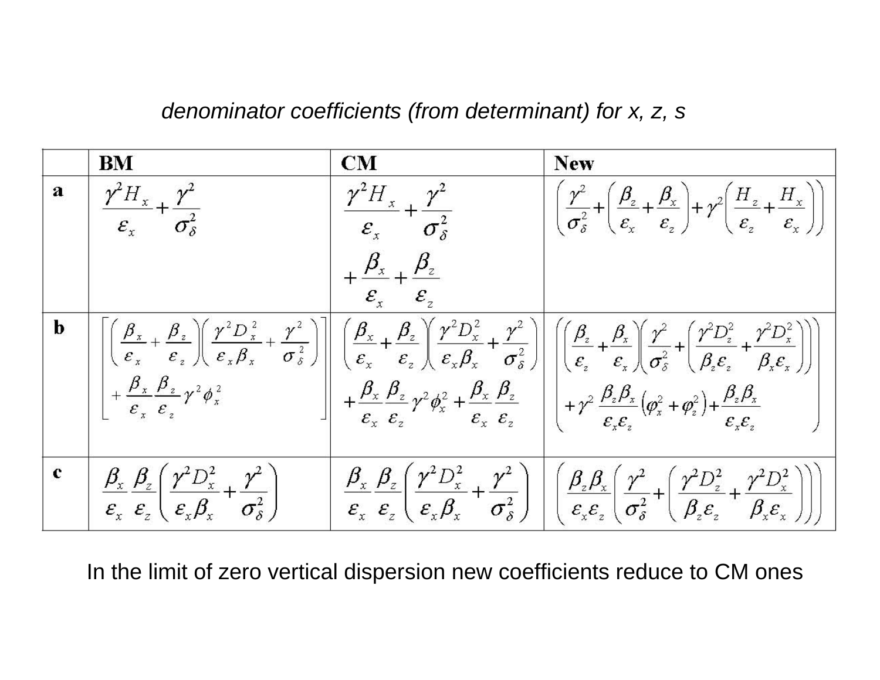*denominator coefficients (from determinant) for x, z, s*

| | **BM** | **CM** | **New** |
|---|---|---|---|
| **a** | $\dfrac{\gamma^2 H_x}{\varepsilon_x}+\dfrac{\gamma^2}{\sigma_\delta^2}$ | $\dfrac{\gamma^2 H_x}{\varepsilon_x}+\dfrac{\gamma^2}{\sigma_\delta^2}+\dfrac{\beta_x}{\varepsilon_x}+\dfrac{\beta_z}{\varepsilon_z}$ | $\left(\dfrac{\gamma^2}{\sigma_\delta^2}+\left(\dfrac{\beta_z}{\varepsilon_x}+\dfrac{\beta_x}{\varepsilon_z}\right)+\gamma^2\left(\dfrac{H_z}{\varepsilon_z}+\dfrac{H_x}{\varepsilon_x}\right)\right)$ |
| **b** | $\left[\left(\dfrac{\beta_x}{\varepsilon_x}+\dfrac{\beta_z}{\varepsilon_z}\right)\left(\dfrac{\gamma^2 D_x^2}{\varepsilon_x\beta_x}+\dfrac{\gamma^2}{\sigma_\delta^2}\right)+\dfrac{\beta_x}{\varepsilon_x}\dfrac{\beta_z}{\varepsilon_z}\gamma^2\phi_x^2\right]$ | $\left(\dfrac{\beta_x}{\varepsilon_x}+\dfrac{\beta_z}{\varepsilon_z}\right)\left(\dfrac{\gamma^2 D_x^2}{\varepsilon_x\beta_x}+\dfrac{\gamma^2}{\sigma_\delta^2}\right)+\dfrac{\beta_x}{\varepsilon_x}\dfrac{\beta_z}{\varepsilon_z}\gamma^2\phi_x^2+\dfrac{\beta_x}{\varepsilon_x}\dfrac{\beta_z}{\varepsilon_z}$ | $\left(\left(\dfrac{\beta_z}{\varepsilon_z}+\dfrac{\beta_x}{\varepsilon_x}\right)\left(\dfrac{\gamma^2}{\sigma_\delta^2}+\left(\dfrac{\gamma^2 D_z^2}{\beta_z\varepsilon_z}+\dfrac{\gamma^2 D_x^2}{\beta_x\varepsilon_x}\right)\right)+\gamma^2\dfrac{\beta_z\beta_x}{\varepsilon_x\varepsilon_z}\left(\varphi_x^2+\varphi_z^2\right)+\dfrac{\beta_z\beta_x}{\varepsilon_x\varepsilon_z}\right)$ |
| **c** | $\dfrac{\beta_x}{\varepsilon_x}\dfrac{\beta_z}{\varepsilon_z}\left(\dfrac{\gamma^2 D_x^2}{\varepsilon_x\beta_x}+\dfrac{\gamma^2}{\sigma_\delta^2}\right)$ | $\dfrac{\beta_x}{\varepsilon_x}\dfrac{\beta_z}{\varepsilon_z}\left(\dfrac{\gamma^2 D_x^2}{\varepsilon_x\beta_x}+\dfrac{\gamma^2}{\sigma_\delta^2}\right)$ | $\left(\dfrac{\beta_z\beta_x}{\varepsilon_x\varepsilon_z}\left(\dfrac{\gamma^2}{\sigma_\delta^2}+\left(\dfrac{\gamma^2 D_z^2}{\beta_z\varepsilon_z}+\dfrac{\gamma^2 D_x^2}{\beta_x\varepsilon_x}\right)\right)\right)$ |

In the limit of zero vertical dispersion new coefficients reduce to CM ones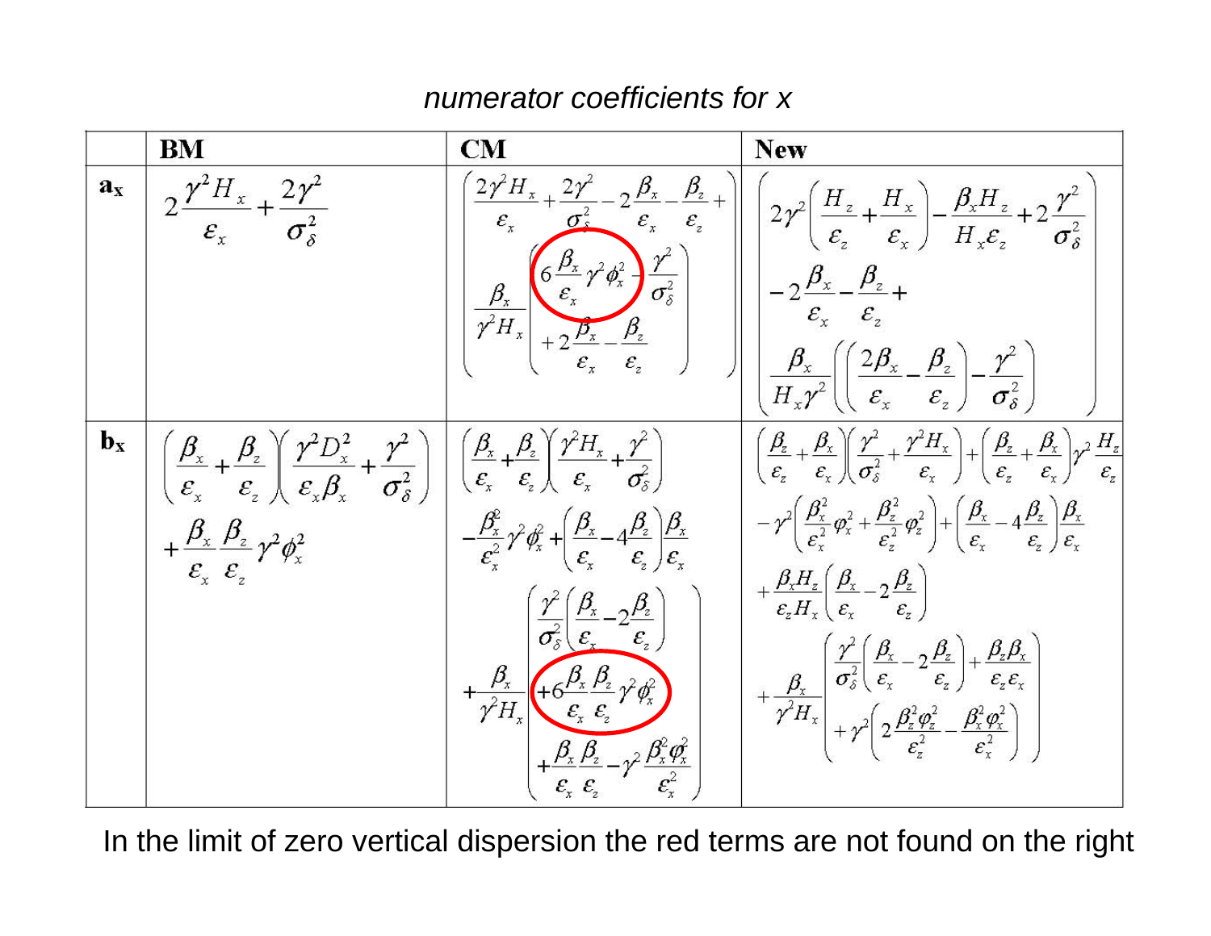*numerator coefficients for x*

| | BM | CM | New |
|---|---|---|---|
| $\mathbf{a_x}$ | $2\frac{\gamma^2 H_x}{\varepsilon_x}+\frac{2\gamma^2}{\sigma_\delta^2}$ | $\left(\frac{2\gamma^2 H_x}{\varepsilon_x}+\frac{2\gamma^2}{\sigma_\delta^2}-2\frac{\beta_x}{\varepsilon_x}-\frac{\beta_z}{\varepsilon_z}+\frac{\beta_x}{\gamma^2 H_x}\left(6\frac{\beta_x}{\varepsilon_x}\gamma^2\phi_x^2-\frac{\gamma^2}{\sigma_\delta^2}+2\frac{\beta_x}{\varepsilon_x}-\frac{\beta_z}{\varepsilon_z}\right)\right)$ | $\left(2\gamma^2\left(\frac{H_z}{\varepsilon_z}+\frac{H_x}{\varepsilon_x}\right)-\frac{\beta_x H_z}{H_x\varepsilon_z}+2\frac{\gamma^2}{\sigma_\delta^2}-2\frac{\beta_x}{\varepsilon_x}-\frac{\beta_z}{\varepsilon_z}+\frac{\beta_x}{H_x\gamma^2}\left(\left(\frac{2\beta_x}{\varepsilon_x}-\frac{\beta_z}{\varepsilon_z}\right)-\frac{\gamma^2}{\sigma_\delta^2}\right)\right)$ |
| $\mathbf{b_x}$ | $\left(\frac{\beta_x}{\varepsilon_x}+\frac{\beta_z}{\varepsilon_z}\right)\left(\frac{\gamma^2 D_x^2}{\varepsilon_x\beta_x}+\frac{\gamma^2}{\sigma_\delta^2}\right)+\frac{\beta_x}{\varepsilon_x}\frac{\beta_z}{\varepsilon_z}\gamma^2\phi_x^2$ | $\left(\frac{\beta_x}{\varepsilon_x}+\frac{\beta_z}{\varepsilon_z}\right)\left(\frac{\gamma^2 H_x}{\varepsilon_x}+\frac{\gamma^2}{\sigma_\delta^2}\right)-\frac{\beta_x^2}{\varepsilon_x^2}\gamma^2\phi_x^2+\left(\frac{\beta_x}{\varepsilon_x}-4\frac{\beta_z}{\varepsilon_z}\right)\frac{\beta_x}{\varepsilon_x}+\frac{\beta_x}{\gamma^2 H_x}\left(\frac{\gamma^2}{\sigma_\delta^2}\left(\frac{\beta_x}{\varepsilon_x}-2\frac{\beta_z}{\varepsilon_z}\right)+6\frac{\beta_x}{\varepsilon_x}\frac{\beta_z}{\varepsilon_z}\gamma^2\phi_x^2+\frac{\beta_x}{\varepsilon_x}\frac{\beta_z}{\varepsilon_z}-\gamma^2\frac{\beta_x^2\phi_x^2}{\varepsilon_x^2}\right)$ | $\left(\frac{\beta_z}{\varepsilon_z}+\frac{\beta_x}{\varepsilon_x}\right)\left(\frac{\gamma^2}{\sigma_\delta^2}+\frac{\gamma^2 H_x}{\varepsilon_x}\right)+\left(\frac{\beta_z}{\varepsilon_z}+\frac{\beta_x}{\varepsilon_x}\right)\gamma^2\frac{H_z}{\varepsilon_z}-\gamma^2\left(\frac{\beta_x^2}{\varepsilon_x^2}\varphi_x^2+\frac{\beta_z^2}{\varepsilon_z^2}\varphi_z^2\right)+\left(\frac{\beta_x}{\varepsilon_x}-4\frac{\beta_z}{\varepsilon_z}\right)\frac{\beta_x}{\varepsilon_x}+\frac{\beta_x H_z}{\varepsilon_z H_x}\left(\frac{\beta_x}{\varepsilon_x}-2\frac{\beta_z}{\varepsilon_z}\right)+\frac{\beta_x}{\gamma^2 H_x}\left(\frac{\gamma^2}{\sigma_\delta^2}\left(\frac{\beta_x}{\varepsilon_x}-2\frac{\beta_z}{\varepsilon_z}\right)+\frac{\beta_z\beta_x}{\varepsilon_z\varepsilon_x}+\gamma^2\left(2\frac{\beta_z^2\varphi_z^2}{\varepsilon_z^2}-\frac{\beta_x^2\varphi_x^2}{\varepsilon_x^2}\right)\right)$ |

In the limit of zero vertical dispersion the red terms are not found on the right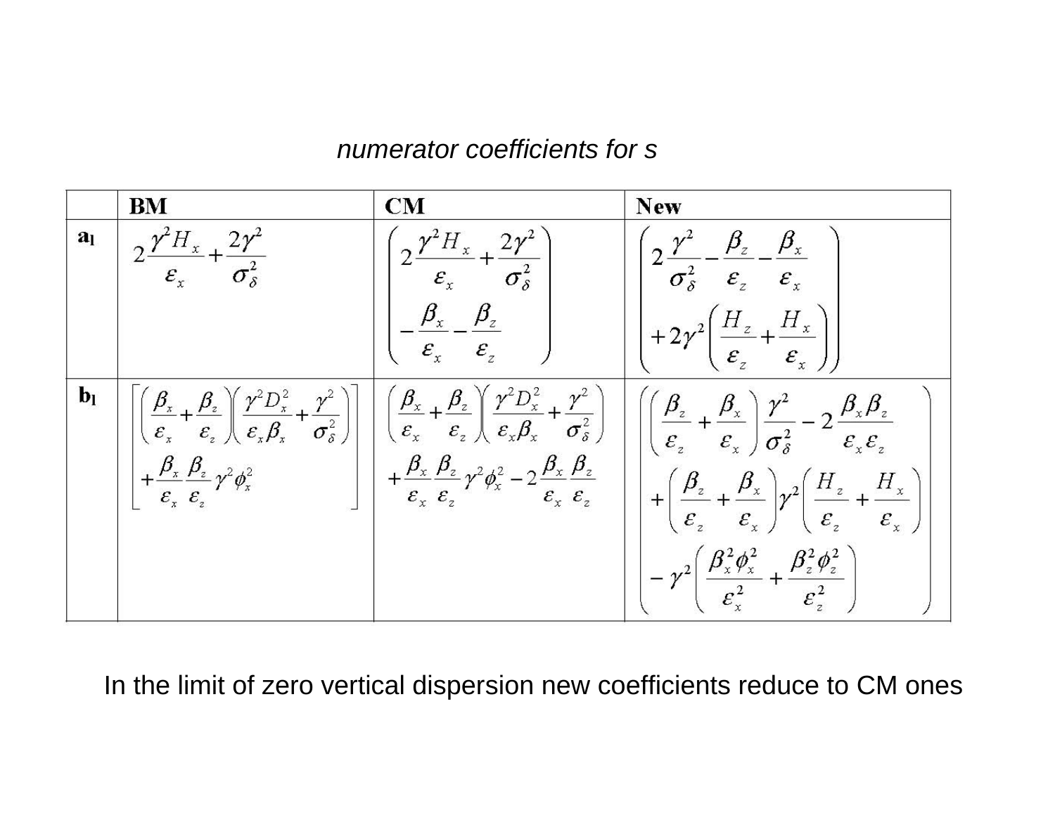*numerator coefficients for s*

| | **BM** | **CM** | **New** |
|---|---|---|---|
| $\mathbf{a_l}$ | $2\frac{\gamma^2 H_x}{\varepsilon_x}+\frac{2\gamma^2}{\sigma_\delta^2}$ | $\left(2\frac{\gamma^2 H_x}{\varepsilon_x}+\frac{2\gamma^2}{\sigma_\delta^2} -\frac{\beta_x}{\varepsilon_x}-\frac{\beta_z}{\varepsilon_z}\right)$ | $\left(2\frac{\gamma^2}{\sigma_\delta^2}-\frac{\beta_z}{\varepsilon_z}-\frac{\beta_x}{\varepsilon_x} +2\gamma^2\left(\frac{H_z}{\varepsilon_z}+\frac{H_x}{\varepsilon_x}\right)\right)$ |
| $\mathbf{b_l}$ | $\left[\left(\frac{\beta_x}{\varepsilon_x}+\frac{\beta_z}{\varepsilon_z}\right)\left(\frac{\gamma^2 D_x^2}{\varepsilon_x\beta_x}+\frac{\gamma^2}{\sigma_\delta^2}\right) +\frac{\beta_x}{\varepsilon_x}\frac{\beta_z}{\varepsilon_z}\gamma^2\phi_x^2\right]$ | $\left(\frac{\beta_x}{\varepsilon_x}+\frac{\beta_z}{\varepsilon_z}\right)\left(\frac{\gamma^2 D_x^2}{\varepsilon_x\beta_x}+\frac{\gamma^2}{\sigma_\delta^2}\right) +\frac{\beta_x}{\varepsilon_x}\frac{\beta_z}{\varepsilon_z}\gamma^2\phi_x^2-2\frac{\beta_x}{\varepsilon_x}\frac{\beta_z}{\varepsilon_z}$ | $\left(\left(\frac{\beta_z}{\varepsilon_z}+\frac{\beta_x}{\varepsilon_x}\right)\frac{\gamma^2}{\sigma_\delta^2}-2\frac{\beta_x\beta_z}{\varepsilon_x\varepsilon_z} +\left(\frac{\beta_z}{\varepsilon_z}+\frac{\beta_x}{\varepsilon_x}\right)\gamma^2\left(\frac{H_z}{\varepsilon_z}+\frac{H_x}{\varepsilon_x}\right) -\gamma^2\left(\frac{\beta_x^2\phi_x^2}{\varepsilon_x^2}+\frac{\beta_z^2\phi_z^2}{\varepsilon_z^2}\right)\right)$ |

In the limit of zero vertical dispersion new coefficients reduce to CM ones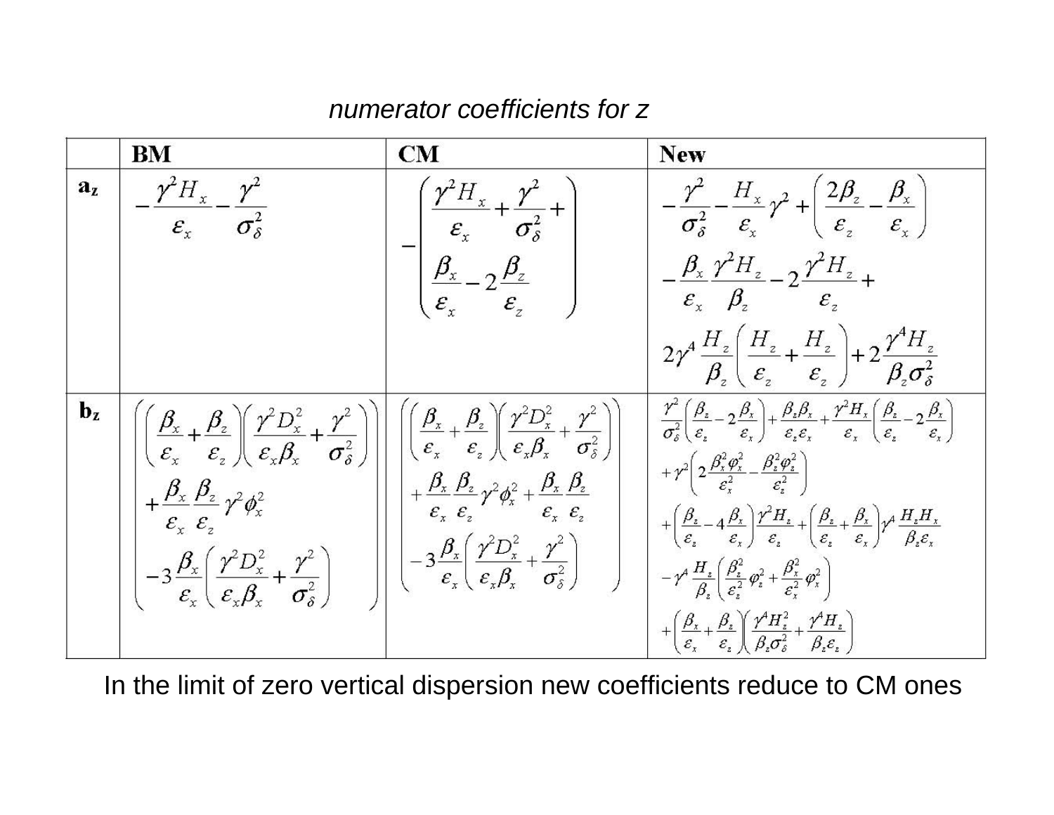*numerator coefficients for z*

| | **BM** | **CM** | **New** |
|---|---|---|---|
| $\mathbf{a_z}$ | $-\frac{\gamma^2 H_x}{\varepsilon_x} - \frac{\gamma^2}{\sigma_\delta^2}$ | $-\left(\frac{\gamma^2 H_x}{\varepsilon_x} + \frac{\gamma^2}{\sigma_\delta^2} + \frac{\beta_x}{\varepsilon_x} - 2\frac{\beta_z}{\varepsilon_z}\right)$ | $-\frac{\gamma^2}{\sigma_\delta^2} - \frac{H_x}{\varepsilon_x}\gamma^2 + \left(\frac{2\beta_z}{\varepsilon_z} - \frac{\beta_x}{\varepsilon_x}\right) - \frac{\beta_x}{\varepsilon_x}\frac{\gamma^2 H_z}{\beta_z} - 2\frac{\gamma^2 H_z}{\varepsilon_z} + 2\gamma^4 \frac{H_z}{\beta_z}\left(\frac{H_z}{\varepsilon_z} + \frac{H_z}{\varepsilon_z}\right) + 2\frac{\gamma^4 H_z}{\beta_z \sigma_\delta^2}$ |
| $\mathbf{b_z}$ | $\left(\left(\frac{\beta_x}{\varepsilon_x} + \frac{\beta_z}{\varepsilon_z}\right)\left(\frac{\gamma^2 D_x^2}{\varepsilon_x \beta_x} + \frac{\gamma^2}{\sigma_\delta^2}\right) + \frac{\beta_x}{\varepsilon_x}\frac{\beta_z}{\varepsilon_z}\gamma^2 \phi_x^2 - 3\frac{\beta_x}{\varepsilon_x}\left(\frac{\gamma^2 D_x^2}{\varepsilon_x \beta_x} + \frac{\gamma^2}{\sigma_\delta^2}\right)\right)$ | $\left(\left(\frac{\beta_x}{\varepsilon_x} + \frac{\beta_z}{\varepsilon_z}\right)\left(\frac{\gamma^2 D_x^2}{\varepsilon_x \beta_x} + \frac{\gamma^2}{\sigma_\delta^2}\right) + \frac{\beta_x}{\varepsilon_x}\frac{\beta_z}{\varepsilon_z}\gamma^2 \phi_x^2 + \frac{\beta_x}{\varepsilon_x}\frac{\beta_z}{\varepsilon_z} - 3\frac{\beta_x}{\varepsilon_x}\left(\frac{\gamma^2 D_x^2}{\varepsilon_x \beta_x} + \frac{\gamma^2}{\sigma_\delta^2}\right)\right)$ | $\frac{\gamma^2}{\sigma_\delta^2}\left(\frac{\beta_z}{\varepsilon_z} - 2\frac{\beta_x}{\varepsilon_x}\right) + \frac{\beta_z \beta_x}{\varepsilon_z \varepsilon_x} + \frac{\gamma^2 H_x}{\varepsilon_x}\left(\frac{\beta_z}{\varepsilon_z} - 2\frac{\beta_x}{\varepsilon_x}\right) + \gamma^2\left(2\frac{\beta_x^2 \varphi_x^2}{\varepsilon_x^2} - \frac{\beta_z^2 \varphi_z^2}{\varepsilon_z^2}\right) + \left(\frac{\beta_z}{\varepsilon_z} - 4\frac{\beta_x}{\varepsilon_x}\right)\frac{\gamma^2 H_z}{\varepsilon_z} + \left(\frac{\beta_z}{\varepsilon_z} + \frac{\beta_x}{\varepsilon_x}\right)\gamma^4 \frac{H_z H_x}{\beta_z \varepsilon_x} - \gamma^4 \frac{H_z}{\beta_z}\left(\frac{\beta_z^2}{\varepsilon_z^2}\varphi_z^2 + \frac{\beta_x^2}{\varepsilon_x^2}\varphi_x^2\right) + \left(\frac{\beta_x}{\varepsilon_x} + \frac{\beta_z}{\varepsilon_z}\right)\left(\frac{\gamma^4 H_z^2}{\beta_z \sigma_\delta^2} + \frac{\gamma^4 H_z}{\beta_z \varepsilon_z}\right)$ |

In the limit of zero vertical dispersion new coefficients reduce to CM ones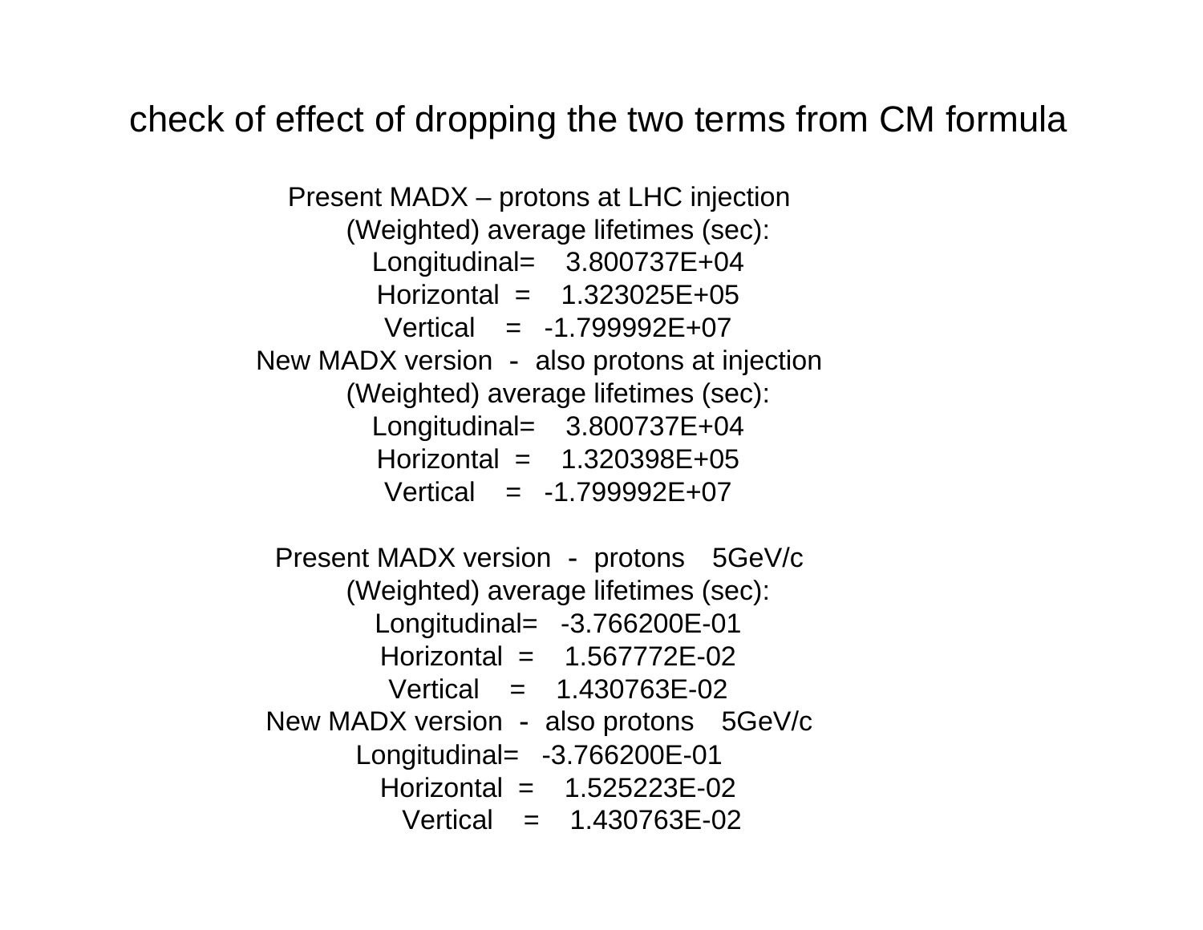# check of effect of dropping the two terms from CM formula

Present MADX – protons at LHC injection

(Weighted) average lifetimes (sec):

Longitudinal= 3.800737E+04

Horizontal = 1.323025E+05

Vertical = -1.799992E+07

New MADX version - also protons at injection

(Weighted) average lifetimes (sec):

Longitudinal= 3.800737E+04

Horizontal = 1.320398E+05

Vertical = -1.799992E+07

Present MADX version - protons 5GeV/c

(Weighted) average lifetimes (sec):

Longitudinal= -3.766200E-01

Horizontal = 1.567772E-02

Vertical = 1.430763E-02

New MADX version - also protons 5GeV/c

Longitudinal= -3.766200E-01

Horizontal = 1.525223E-02

Vertical = 1.430763E-02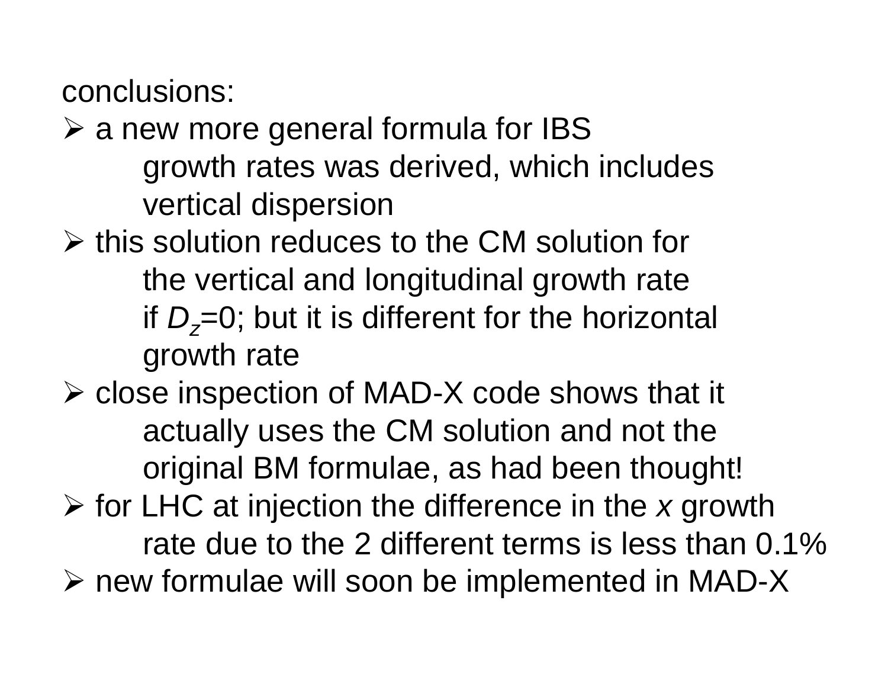conclusions:

- a new more general formula for IBS growth rates was derived, which includes vertical dispersion
- this solution reduces to the CM solution for the vertical and longitudinal growth rate if $D_z$=0; but it is different for the horizontal growth rate
- close inspection of MAD-X code shows that it actually uses the CM solution and not the original BM formulae, as had been thought!
- for LHC at injection the difference in the *x* growth rate due to the 2 different terms is less than 0.1%
- new formulae will soon be implemented in MAD-X